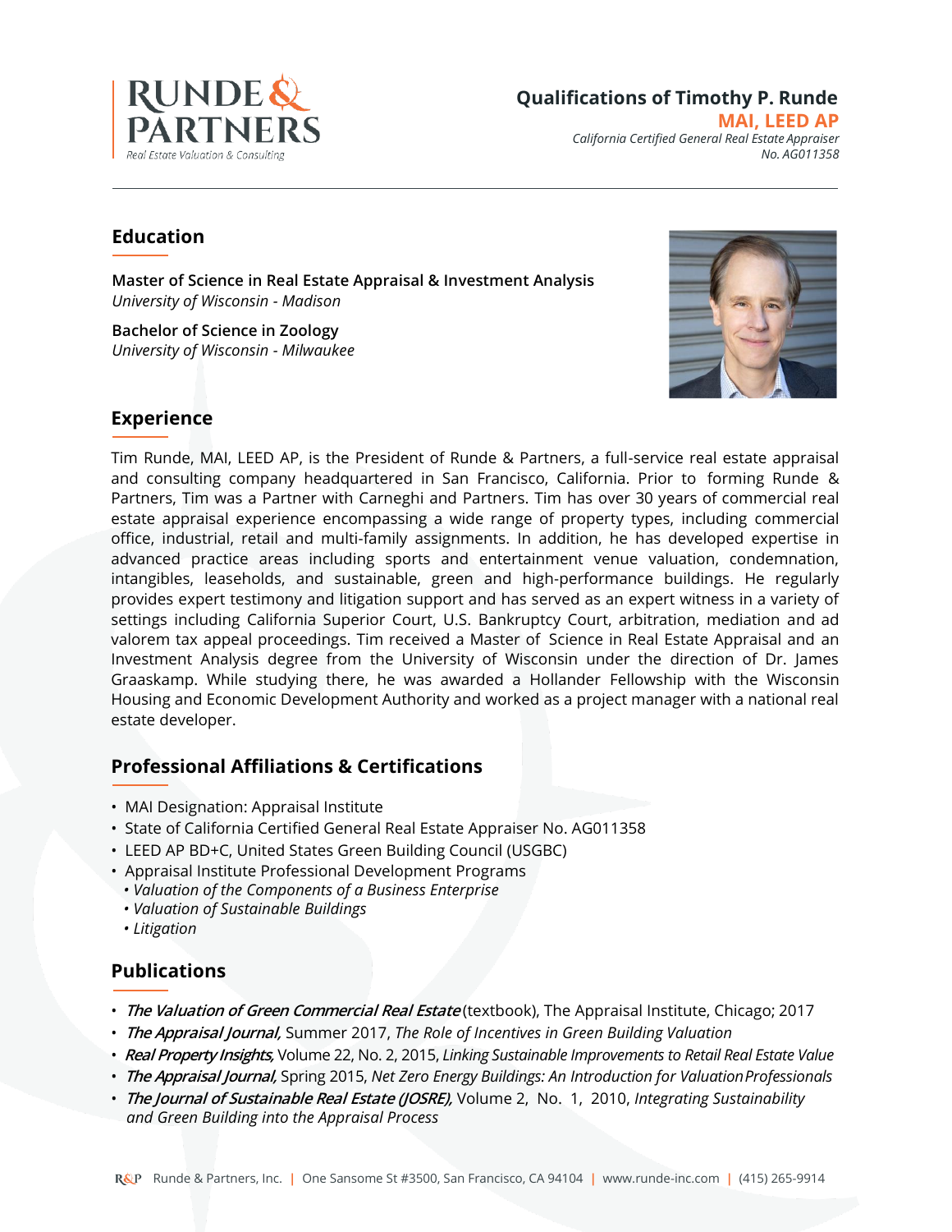RUNDE & PARTNERS
Real Estate Valuation & Consulting

# Qualifications of Timothy P. Runde

**MAI, LEED AP**

*California Certified General Real Estate Appraiser*
*No. AG011358*

## Education

**Master of Science in Real Estate Appraisal & Investment Analysis**
*University of Wisconsin - Madison*

**Bachelor of Science in Zoology**
*University of Wisconsin - Milwaukee*

## Experience

Tim Runde, MAI, LEED AP, is the President of Runde & Partners, a full-service real estate appraisal and consulting company headquartered in San Francisco, California. Prior to forming Runde & Partners, Tim was a Partner with Carneghi and Partners. Tim has over 30 years of commercial real estate appraisal experience encompassing a wide range of property types, including commercial office, industrial, retail and multi-family assignments. In addition, he has developed expertise in advanced practice areas including sports and entertainment venue valuation, condemnation, intangibles, leaseholds, and sustainable, green and high-performance buildings. He regularly provides expert testimony and litigation support and has served as an expert witness in a variety of settings including California Superior Court, U.S. Bankruptcy Court, arbitration, mediation and ad valorem tax appeal proceedings. Tim received a Master of Science in Real Estate Appraisal and an Investment Analysis degree from the University of Wisconsin under the direction of Dr. James Graaskamp. While studying there, he was awarded a Hollander Fellowship with the Wisconsin Housing and Economic Development Authority and worked as a project manager with a national real estate developer.

## Professional Affiliations & Certifications

- MAI Designation: Appraisal Institute
- State of California Certified General Real Estate Appraiser No. AG011358
- LEED AP BD+C, United States Green Building Council (USGBC)
- Appraisal Institute Professional Development Programs
  - *Valuation of the Components of a Business Enterprise*
  - *Valuation of Sustainable Buildings*
  - *Litigation*

## Publications

- ***The Valuation of Green Commercial Real Estate*** (textbook), The Appraisal Institute, Chicago; 2017
- ***The Appraisal Journal,*** Summer 2017, *The Role of Incentives in Green Building Valuation*
- ***Real Property Insights,*** Volume 22, No. 2, 2015, *Linking Sustainable Improvements to Retail Real Estate Value*
- ***The Appraisal Journal,*** Spring 2015, *Net Zero Energy Buildings: An Introduction for Valuation Professionals*
- ***The Journal of Sustainable Real Estate (JOSRE),*** Volume 2, No. 1, 2010, *Integrating Sustainability and Green Building into the Appraisal Process*

R&P Runde & Partners, Inc. | One Sansome St #3500, San Francisco, CA 94104 | www.runde-inc.com | (415) 265-9914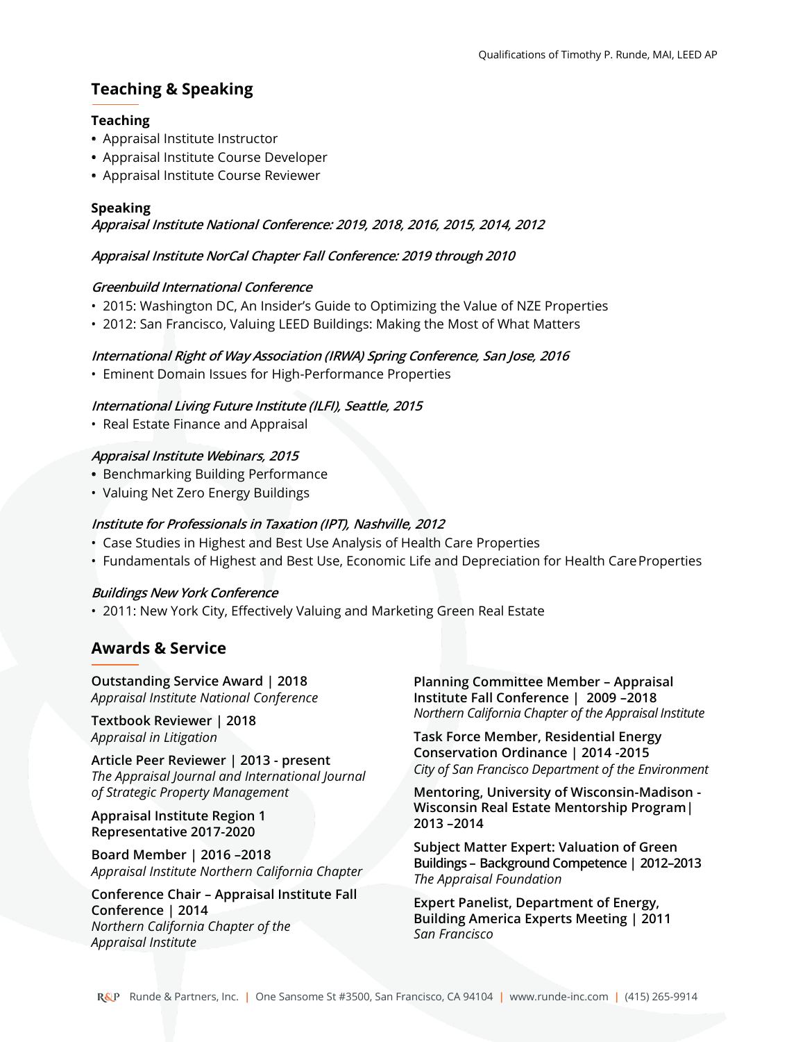## Teaching & Speaking

### Teaching

- Appraisal Institute Instructor
- Appraisal Institute Course Developer
- Appraisal Institute Course Reviewer

### Speaking

***Appraisal Institute National Conference: 2019, 2018, 2016, 2015, 2014, 2012***

***Appraisal Institute NorCal Chapter Fall Conference: 2019 through 2010***

***Greenbuild International Conference***

- 2015: Washington DC, An Insider's Guide to Optimizing the Value of NZE Properties
- 2012: San Francisco, Valuing LEED Buildings: Making the Most of What Matters

***International Right of Way Association (IRWA) Spring Conference, San Jose, 2016***

- Eminent Domain Issues for High-Performance Properties

***International Living Future Institute (ILFI), Seattle, 2015***

- Real Estate Finance and Appraisal

***Appraisal Institute Webinars, 2015***

- Benchmarking Building Performance
- Valuing Net Zero Energy Buildings

***Institute for Professionals in Taxation (IPT), Nashville, 2012***

- Case Studies in Highest and Best Use Analysis of Health Care Properties
- Fundamentals of Highest and Best Use, Economic Life and Depreciation for Health Care Properties

***Buildings New York Conference***

- 2011: New York City, Effectively Valuing and Marketing Green Real Estate

## Awards & Service

**Outstanding Service Award | 2018**
*Appraisal Institute National Conference*

**Textbook Reviewer | 2018**
*Appraisal in Litigation*

**Article Peer Reviewer | 2013 - present**
*The Appraisal Journal and International Journal of Strategic Property Management*

**Appraisal Institute Region 1 Representative 2017-2020**

**Board Member | 2016 –2018**
*Appraisal Institute Northern California Chapter*

**Conference Chair – Appraisal Institute Fall Conference | 2014**
*Northern California Chapter of the Appraisal Institute*

**Planning Committee Member – Appraisal Institute Fall Conference | 2009 –2018**
*Northern California Chapter of the Appraisal Institute*

**Task Force Member, Residential Energy Conservation Ordinance | 2014 -2015**
*City of San Francisco Department of the Environment*

**Mentoring, University of Wisconsin-Madison - Wisconsin Real Estate Mentorship Program| 2013 –2014**

**Subject Matter Expert: Valuation of Green Buildings – Background Competence | 2012–2013**
*The Appraisal Foundation*

**Expert Panelist, Department of Energy, Building America Experts Meeting | 2011**
*San Francisco*